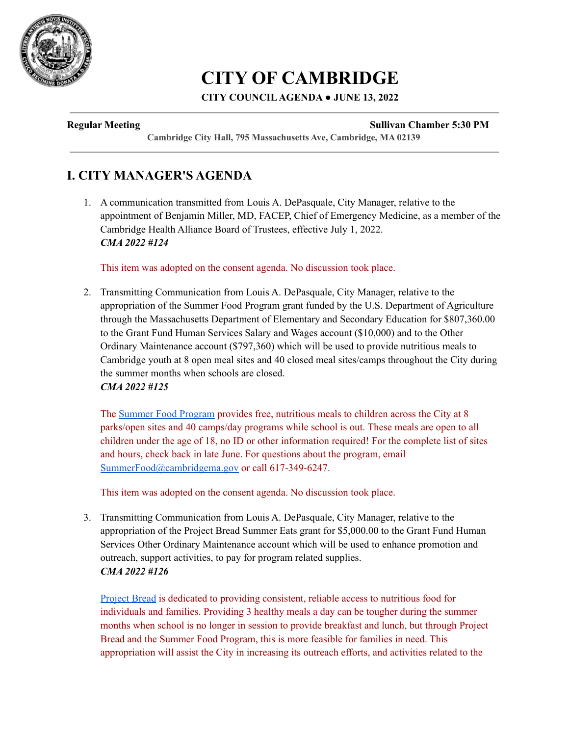# CITY OF CAMBRIDGE

**CITY COUNCIL AGENDA ● JUNE 13, 2022**

**Regular Meeting** **Sullivan Chamber 5:30 PM**

**Cambridge City Hall, 795 Massachusetts Ave, Cambridge, MA 02139**

## I. CITY MANAGER'S AGENDA

1. A communication transmitted from Louis A. DePasquale, City Manager, relative to the appointment of Benjamin Miller, MD, FACEP, Chief of Emergency Medicine, as a member of the Cambridge Health Alliance Board of Trustees, effective July 1, 2022.
   ***CMA 2022 #124***

   This item was adopted on the consent agenda. No discussion took place.

2. Transmitting Communication from Louis A. DePasquale, City Manager, relative to the appropriation of the Summer Food Program grant funded by the U.S. Department of Agriculture through the Massachusetts Department of Elementary and Secondary Education for $807,360.00 to the Grant Fund Human Services Salary and Wages account ($10,000) and to the Other Ordinary Maintenance account ($797,360) which will be used to provide nutritious meals to Cambridge youth at 8 open meal sites and 40 closed meal sites/camps throughout the City during the summer months when schools are closed.
   ***CMA 2022 #125***

   The Summer Food Program provides free, nutritious meals to children across the City at 8 parks/open sites and 40 camps/day programs while school is out. These meals are open to all children under the age of 18, no ID or other information required! For the complete list of sites and hours, check back in late June. For questions about the program, email SummerFood@cambridgema.gov or call 617-349-6247.

   This item was adopted on the consent agenda. No discussion took place.

3. Transmitting Communication from Louis A. DePasquale, City Manager, relative to the appropriation of the Project Bread Summer Eats grant for $5,000.00 to the Grant Fund Human Services Other Ordinary Maintenance account which will be used to enhance promotion and outreach, support activities, to pay for program related supplies.
   ***CMA 2022 #126***

   Project Bread is dedicated to providing consistent, reliable access to nutritious food for individuals and families. Providing 3 healthy meals a day can be tougher during the summer months when school is no longer in session to provide breakfast and lunch, but through Project Bread and the Summer Food Program, this is more feasible for families in need. This appropriation will assist the City in increasing its outreach efforts, and activities related to the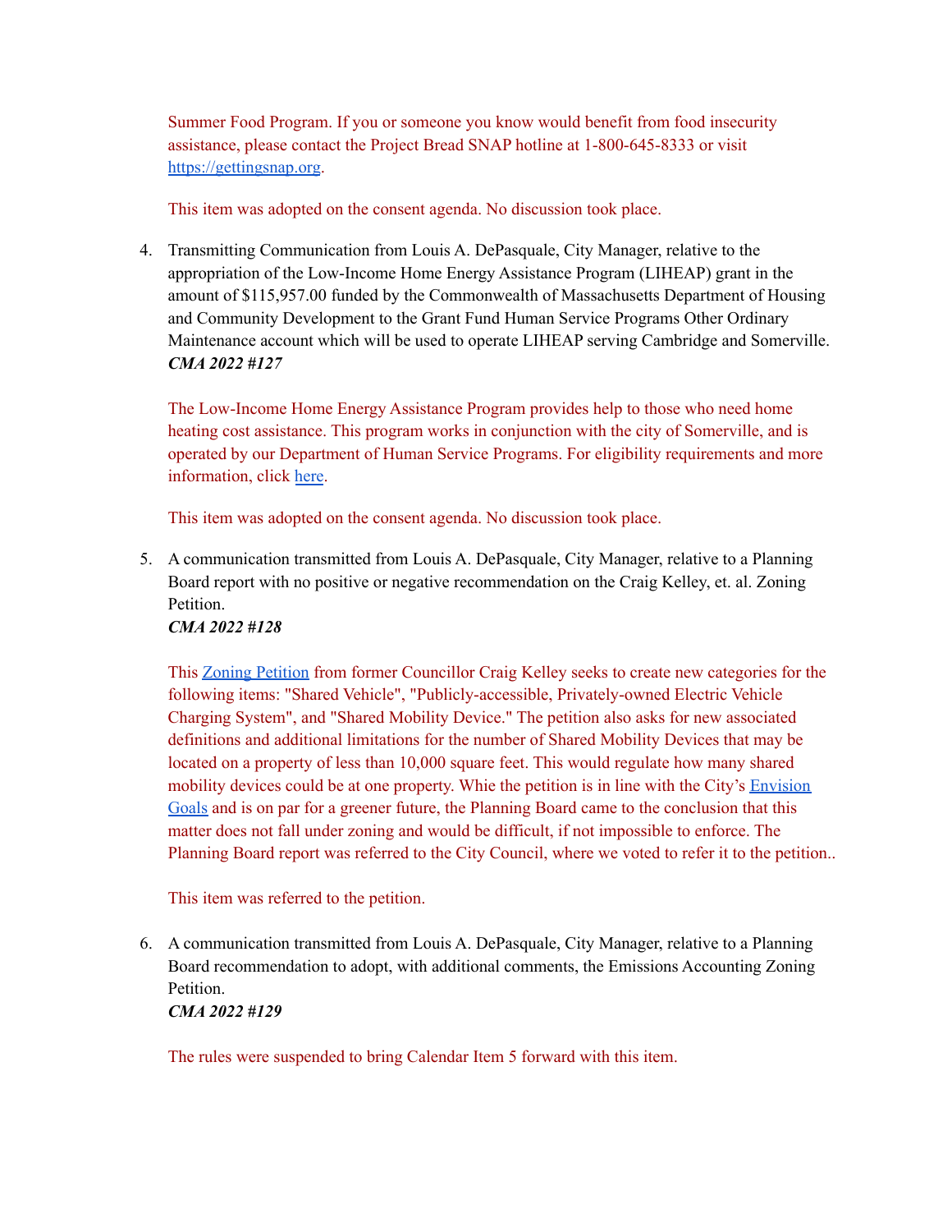Summer Food Program. If you or someone you know would benefit from food insecurity assistance, please contact the Project Bread SNAP hotline at 1-800-645-8333 or visit [https://gettingsnap.org](https://gettingsnap.org).

This item was adopted on the consent agenda. No discussion took place.

4. Transmitting Communication from Louis A. DePasquale, City Manager, relative to the appropriation of the Low-Income Home Energy Assistance Program (LIHEAP) grant in the amount of $115,957.00 funded by the Commonwealth of Massachusetts Department of Housing and Community Development to the Grant Fund Human Service Programs Other Ordinary Maintenance account which will be used to operate LIHEAP serving Cambridge and Somerville.
   ***CMA 2022 #127***

   The Low-Income Home Energy Assistance Program provides help to those who need home heating cost assistance. This program works in conjunction with the city of Somerville, and is operated by our Department of Human Service Programs. For eligibility requirements and more information, click here.

   This item was adopted on the consent agenda. No discussion took place.

5. A communication transmitted from Louis A. DePasquale, City Manager, relative to a Planning Board report with no positive or negative recommendation on the Craig Kelley, et. al. Zoning Petition.
   ***CMA 2022 #128***

   This Zoning Petition from former Councillor Craig Kelley seeks to create new categories for the following items: "Shared Vehicle", "Publicly-accessible, Privately-owned Electric Vehicle Charging System", and "Shared Mobility Device." The petition also asks for new associated definitions and additional limitations for the number of Shared Mobility Devices that may be located on a property of less than 10,000 square feet. This would regulate how many shared mobility devices could be at one property. Whie the petition is in line with the City's Envision Goals and is on par for a greener future, the Planning Board came to the conclusion that this matter does not fall under zoning and would be difficult, if not impossible to enforce. The Planning Board report was referred to the City Council, where we voted to refer it to the petition..

   This item was referred to the petition.

6. A communication transmitted from Louis A. DePasquale, City Manager, relative to a Planning Board recommendation to adopt, with additional comments, the Emissions Accounting Zoning Petition.
   ***CMA 2022 #129***

   The rules were suspended to bring Calendar Item 5 forward with this item.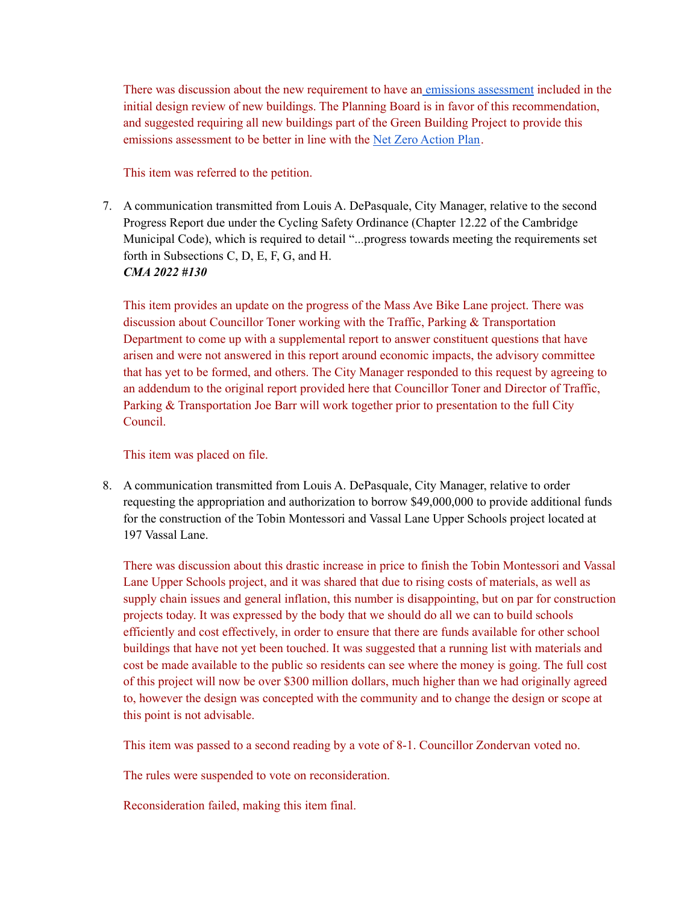There was discussion about the new requirement to have an emissions assessment included in the initial design review of new buildings. The Planning Board is in favor of this recommendation, and suggested requiring all new buildings part of the Green Building Project to provide this emissions assessment to be better in line with the Net Zero Action Plan.

This item was referred to the petition.

7. A communication transmitted from Louis A. DePasquale, City Manager, relative to the second Progress Report due under the Cycling Safety Ordinance (Chapter 12.22 of the Cambridge Municipal Code), which is required to detail "...progress towards meeting the requirements set forth in Subsections C, D, E, F, G, and H.
***CMA 2022 #130***

   This item provides an update on the progress of the Mass Ave Bike Lane project. There was discussion about Councillor Toner working with the Traffic, Parking & Transportation Department to come up with a supplemental report to answer constituent questions that have arisen and were not answered in this report around economic impacts, the advisory committee that has yet to be formed, and others. The City Manager responded to this request by agreeing to an addendum to the original report provided here that Councillor Toner and Director of Traffic, Parking & Transportation Joe Barr will work together prior to presentation to the full City Council.

   This item was placed on file.

8. A communication transmitted from Louis A. DePasquale, City Manager, relative to order requesting the appropriation and authorization to borrow $49,000,000 to provide additional funds for the construction of the Tobin Montessori and Vassal Lane Upper Schools project located at 197 Vassal Lane.

   There was discussion about this drastic increase in price to finish the Tobin Montessori and Vassal Lane Upper Schools project, and it was shared that due to rising costs of materials, as well as supply chain issues and general inflation, this number is disappointing, but on par for construction projects today. It was expressed by the body that we should do all we can to build schools efficiently and cost effectively, in order to ensure that there are funds available for other school buildings that have not yet been touched. It was suggested that a running list with materials and cost be made available to the public so residents can see where the money is going. The full cost of this project will now be over $300 million dollars, much higher than we had originally agreed to, however the design was concepted with the community and to change the design or scope at this point is not advisable.

   This item was passed to a second reading by a vote of 8-1. Councillor Zondervan voted no.

   The rules were suspended to vote on reconsideration.

   Reconsideration failed, making this item final.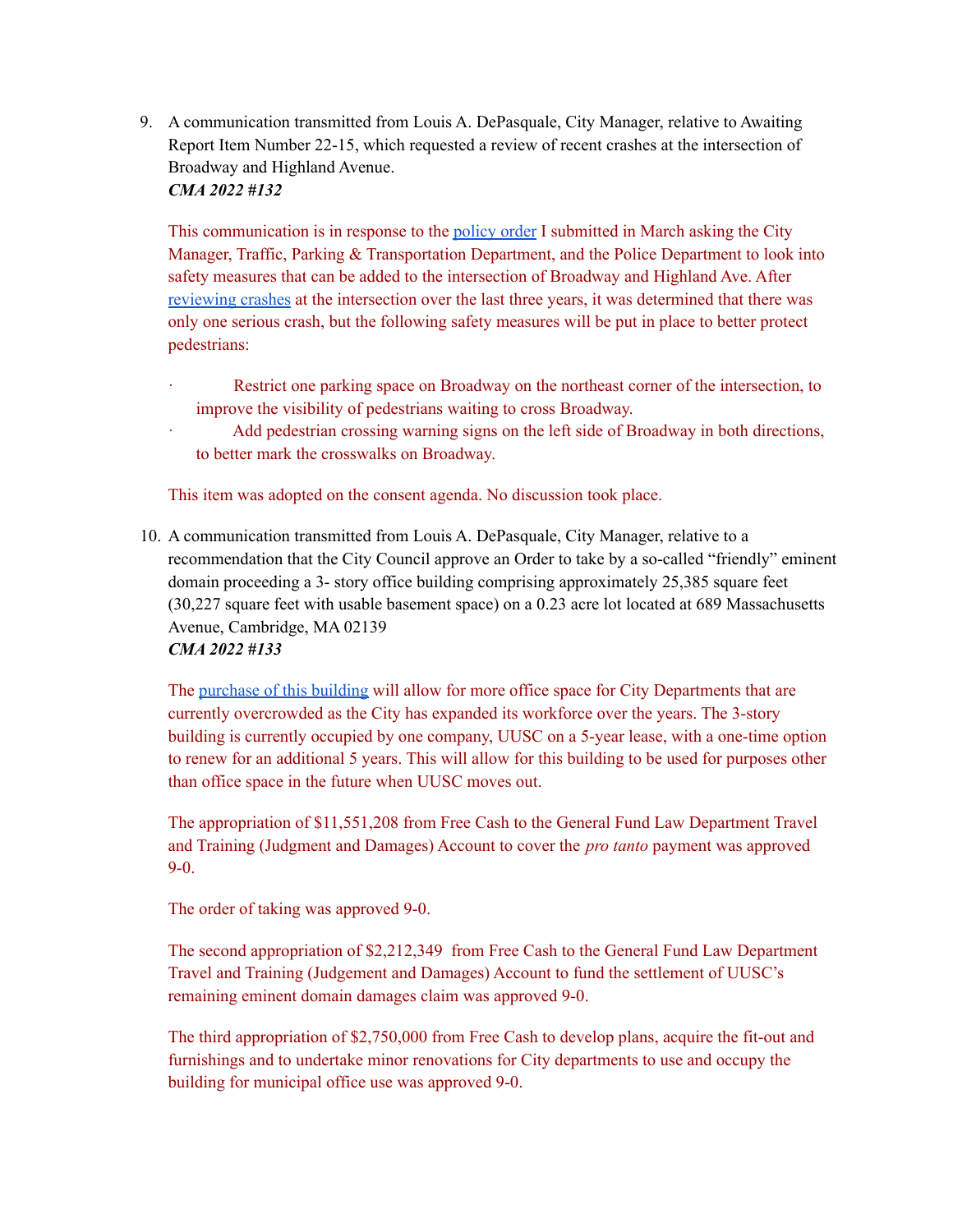9. A communication transmitted from Louis A. DePasquale, City Manager, relative to Awaiting Report Item Number 22-15, which requested a review of recent crashes at the intersection of Broadway and Highland Avenue.
   ***CMA 2022 #132***

   This communication is in response to the policy order I submitted in March asking the City Manager, Traffic, Parking & Transportation Department, and the Police Department to look into safety measures that can be added to the intersection of Broadway and Highland Ave. After reviewing crashes at the intersection over the last three years, it was determined that there was only one serious crash, but the following safety measures will be put in place to better protect pedestrians:

   - Restrict one parking space on Broadway on the northeast corner of the intersection, to improve the visibility of pedestrians waiting to cross Broadway.
   - Add pedestrian crossing warning signs on the left side of Broadway in both directions, to better mark the crosswalks on Broadway.

   This item was adopted on the consent agenda. No discussion took place.

10. A communication transmitted from Louis A. DePasquale, City Manager, relative to a recommendation that the City Council approve an Order to take by a so-called "friendly" eminent domain proceeding a 3- story office building comprising approximately 25,385 square feet (30,227 square feet with usable basement space) on a 0.23 acre lot located at 689 Massachusetts Avenue, Cambridge, MA 02139
    ***CMA 2022 #133***

    The purchase of this building will allow for more office space for City Departments that are currently overcrowded as the City has expanded its workforce over the years. The 3-story building is currently occupied by one company, UUSC on a 5-year lease, with a one-time option to renew for an additional 5 years. This will allow for this building to be used for purposes other than office space in the future when UUSC moves out.

    The appropriation of $11,551,208 from Free Cash to the General Fund Law Department Travel and Training (Judgment and Damages) Account to cover the *pro tanto* payment was approved 9-0.

    The order of taking was approved 9-0.

    The second appropriation of $2,212,349 from Free Cash to the General Fund Law Department Travel and Training (Judgement and Damages) Account to fund the settlement of UUSC's remaining eminent domain damages claim was approved 9-0.

    The third appropriation of $2,750,000 from Free Cash to develop plans, acquire the fit-out and furnishings and to undertake minor renovations for City departments to use and occupy the building for municipal office use was approved 9-0.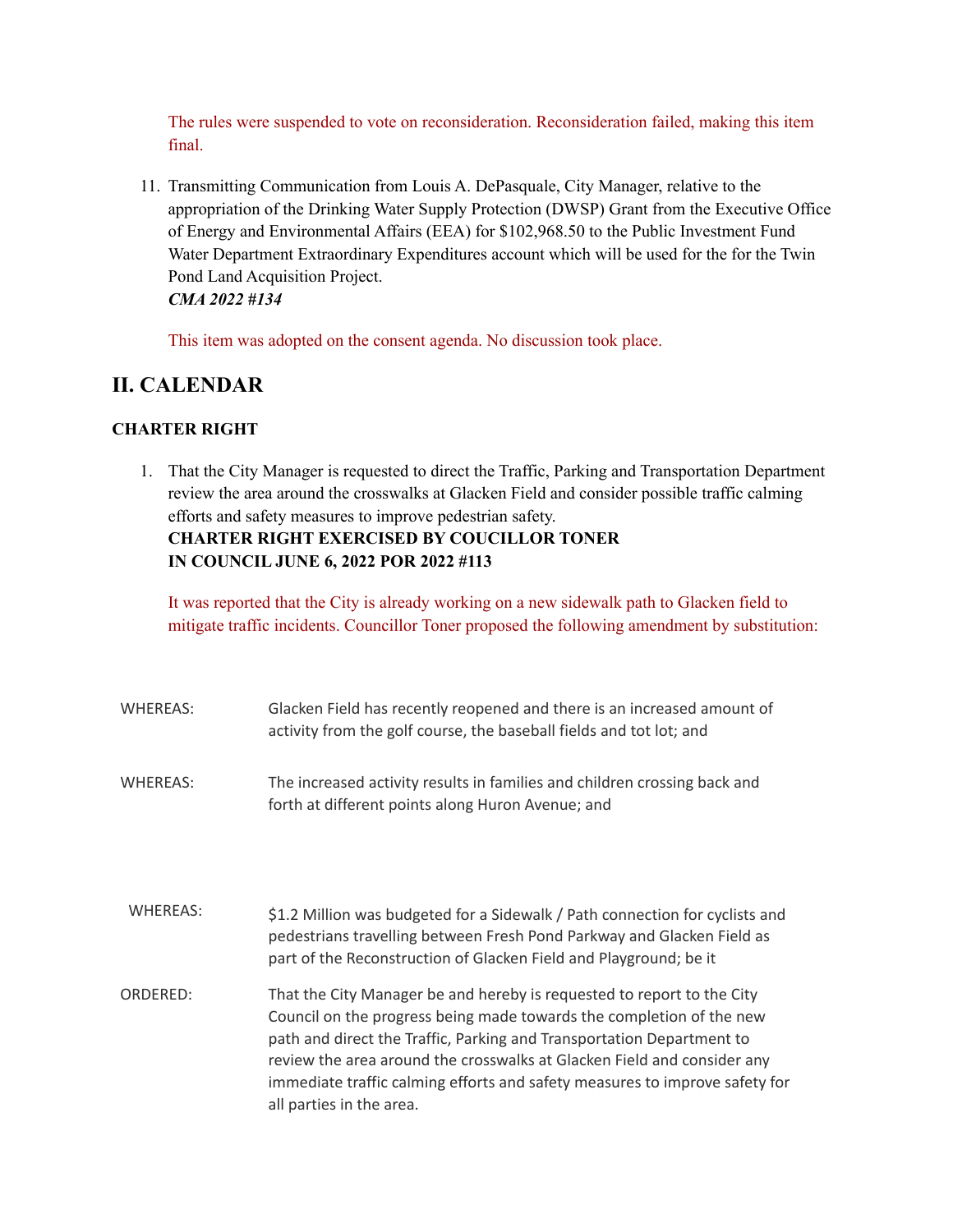The rules were suspended to vote on reconsideration. Reconsideration failed, making this item final.

11. Transmitting Communication from Louis A. DePasquale, City Manager, relative to the appropriation of the Drinking Water Supply Protection (DWSP) Grant from the Executive Office of Energy and Environmental Affairs (EEA) for $102,968.50 to the Public Investment Fund Water Department Extraordinary Expenditures account which will be used for the for the Twin Pond Land Acquisition Project.
*CMA 2022 #134*

    This item was adopted on the consent agenda. No discussion took place.

## II. CALENDAR

### CHARTER RIGHT

1. That the City Manager is requested to direct the Traffic, Parking and Transportation Department review the area around the crosswalks at Glacken Field and consider possible traffic calming efforts and safety measures to improve pedestrian safety.
**CHARTER RIGHT EXERCISED BY COUCILLOR TONER**
**IN COUNCIL JUNE 6, 2022 POR 2022 #113**

    It was reported that the City is already working on a new sidewalk path to Glacken field to mitigate traffic incidents. Councillor Toner proposed the following amendment by substitution:

WHEREAS: Glacken Field has recently reopened and there is an increased amount of activity from the golf course, the baseball fields and tot lot; and

WHEREAS: The increased activity results in families and children crossing back and forth at different points along Huron Avenue; and

WHEREAS: $1.2 Million was budgeted for a Sidewalk / Path connection for cyclists and pedestrians travelling between Fresh Pond Parkway and Glacken Field as part of the Reconstruction of Glacken Field and Playground; be it

ORDERED: That the City Manager be and hereby is requested to report to the City Council on the progress being made towards the completion of the new path and direct the Traffic, Parking and Transportation Department to review the area around the crosswalks at Glacken Field and consider any immediate traffic calming efforts and safety measures to improve safety for all parties in the area.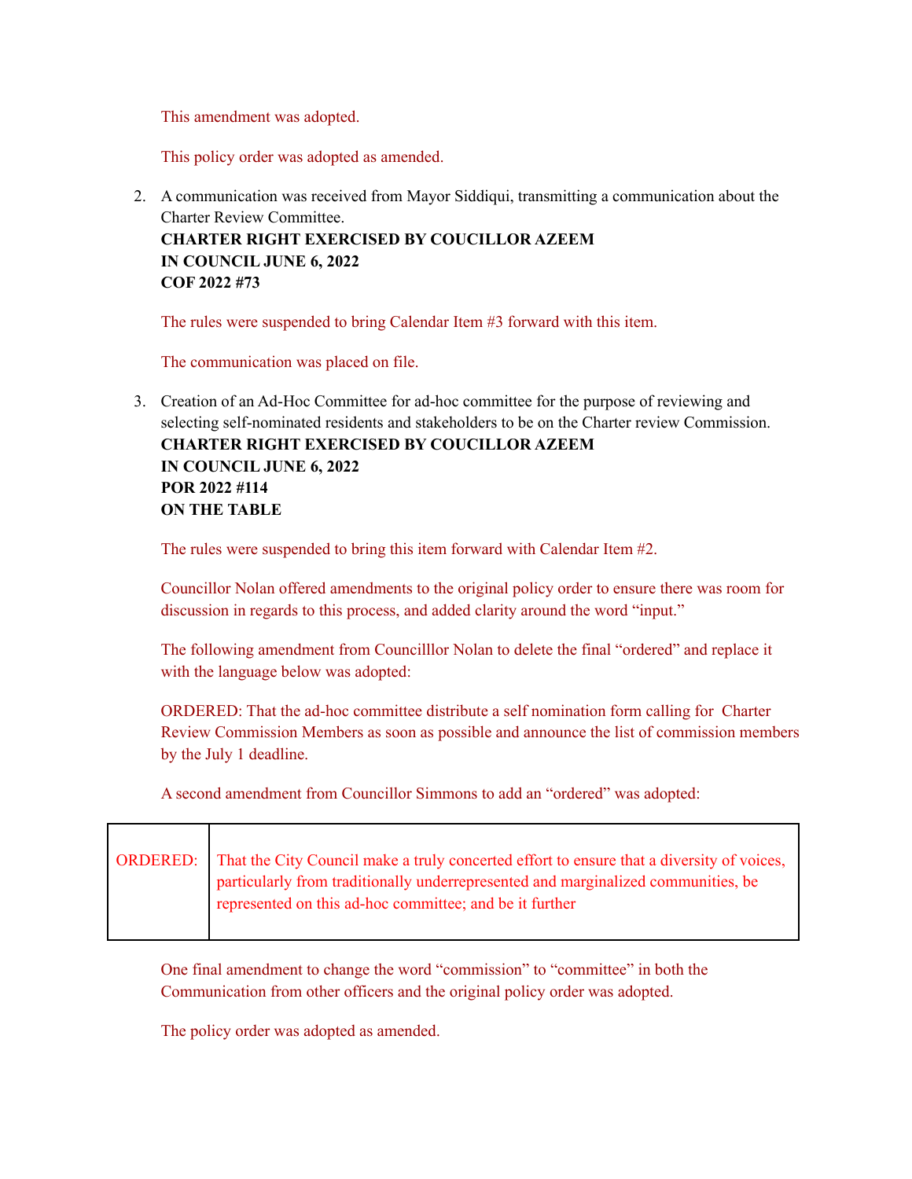This amendment was adopted.

This policy order was adopted as amended.

2. A communication was received from Mayor Siddiqui, transmitting a communication about the Charter Review Committee.
   **CHARTER RIGHT EXERCISED BY COUCILLOR AZEEM**
   **IN COUNCIL JUNE 6, 2022**
   **COF 2022 #73**

   The rules were suspended to bring Calendar Item #3 forward with this item.

   The communication was placed on file.

3. Creation of an Ad-Hoc Committee for ad-hoc committee for the purpose of reviewing and selecting self-nominated residents and stakeholders to be on the Charter review Commission.
   **CHARTER RIGHT EXERCISED BY COUCILLOR AZEEM**
   **IN COUNCIL JUNE 6, 2022**
   **POR 2022 #114**
   **ON THE TABLE**

   The rules were suspended to bring this item forward with Calendar Item #2.

   Councillor Nolan offered amendments to the original policy order to ensure there was room for discussion in regards to this process, and added clarity around the word "input."

   The following amendment from Councilllor Nolan to delete the final "ordered" and replace it with the language below was adopted:

   ORDERED: That the ad-hoc committee distribute a self nomination form calling for Charter Review Commission Members as soon as possible and announce the list of commission members by the July 1 deadline.

   A second amendment from Councillor Simmons to add an "ordered" was adopted:

| ORDERED: | That the City Council make a truly concerted effort to ensure that a diversity of voices, particularly from traditionally underrepresented and marginalized communities, be represented on this ad-hoc committee; and be it further |
|---|---|

   One final amendment to change the word "commission" to "committee" in both the Communication from other officers and the original policy order was adopted.

   The policy order was adopted as amended.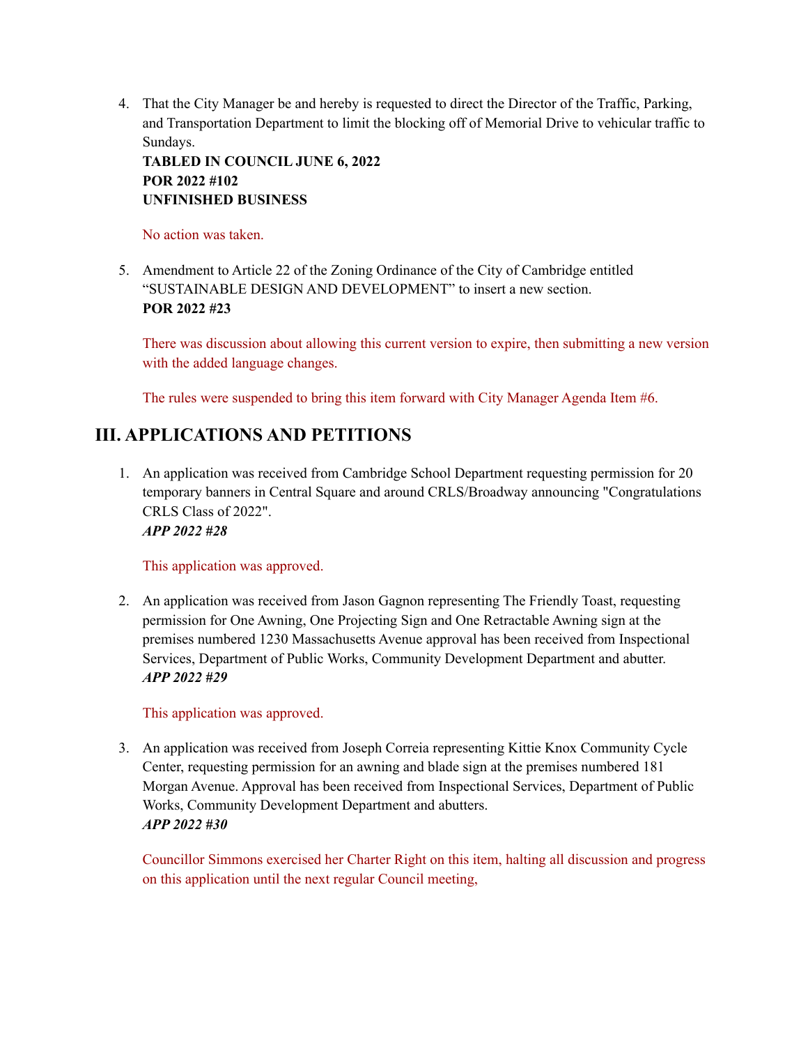4. That the City Manager be and hereby is requested to direct the Director of the Traffic, Parking, and Transportation Department to limit the blocking off of Memorial Drive to vehicular traffic to Sundays.
   **TABLED IN COUNCIL JUNE 6, 2022**
   **POR 2022 #102**
   **UNFINISHED BUSINESS**

   No action was taken.

5. Amendment to Article 22 of the Zoning Ordinance of the City of Cambridge entitled "SUSTAINABLE DESIGN AND DEVELOPMENT" to insert a new section.
   **POR 2022 #23**

   There was discussion about allowing this current version to expire, then submitting a new version with the added language changes.

   The rules were suspended to bring this item forward with City Manager Agenda Item #6.

## III. APPLICATIONS AND PETITIONS

1. An application was received from Cambridge School Department requesting permission for 20 temporary banners in Central Square and around CRLS/Broadway announcing "Congratulations CRLS Class of 2022".
   ***APP 2022 #28***

   This application was approved.

2. An application was received from Jason Gagnon representing The Friendly Toast, requesting permission for One Awning, One Projecting Sign and One Retractable Awning sign at the premises numbered 1230 Massachusetts Avenue approval has been received from Inspectional Services, Department of Public Works, Community Development Department and abutter.
   ***APP 2022 #29***

   This application was approved.

3. An application was received from Joseph Correia representing Kittie Knox Community Cycle Center, requesting permission for an awning and blade sign at the premises numbered 181 Morgan Avenue. Approval has been received from Inspectional Services, Department of Public Works, Community Development Department and abutters.
   ***APP 2022 #30***

   Councillor Simmons exercised her Charter Right on this item, halting all discussion and progress on this application until the next regular Council meeting,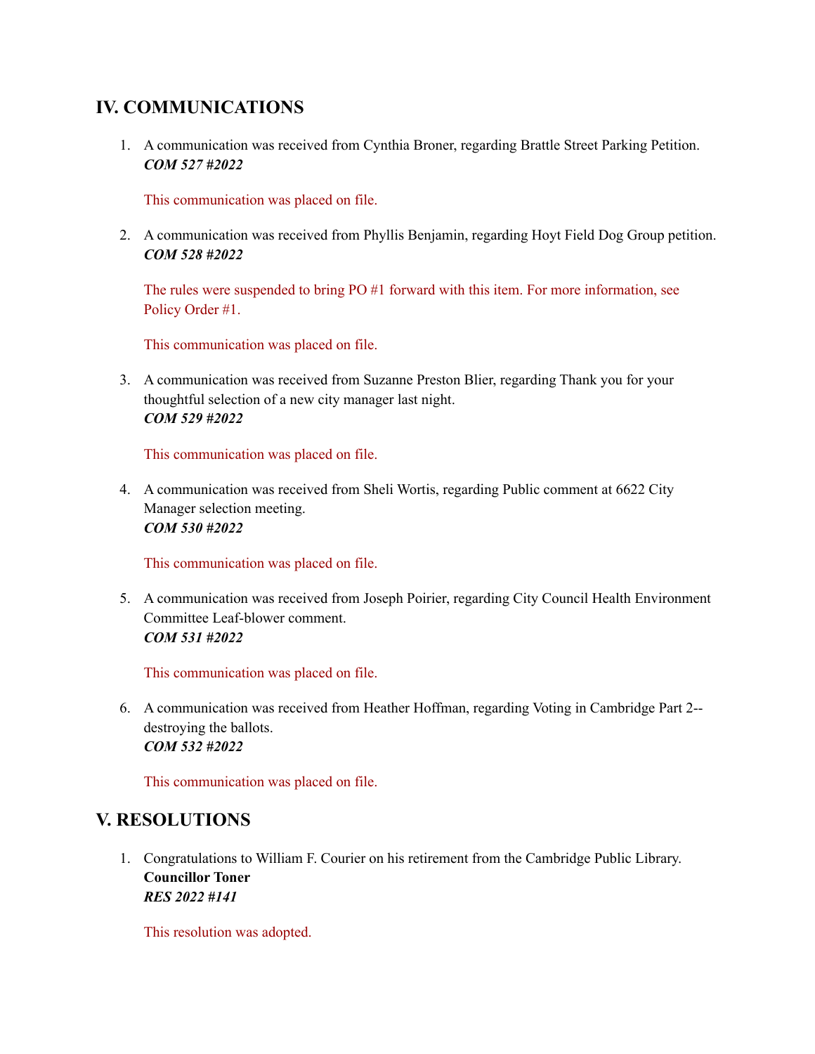## IV. COMMUNICATIONS

1. A communication was received from Cynthia Broner, regarding Brattle Street Parking Petition.
   ***COM 527 #2022***

   This communication was placed on file.

2. A communication was received from Phyllis Benjamin, regarding Hoyt Field Dog Group petition.
   ***COM 528 #2022***

   The rules were suspended to bring PO #1 forward with this item. For more information, see Policy Order #1.

   This communication was placed on file.

3. A communication was received from Suzanne Preston Blier, regarding Thank you for your thoughtful selection of a new city manager last night.
   ***COM 529 #2022***

   This communication was placed on file.

4. A communication was received from Sheli Wortis, regarding Public comment at 6622 City Manager selection meeting.
   ***COM 530 #2022***

   This communication was placed on file.

5. A communication was received from Joseph Poirier, regarding City Council Health Environment Committee Leaf-blower comment.
   ***COM 531 #2022***

   This communication was placed on file.

6. A communication was received from Heather Hoffman, regarding Voting in Cambridge Part 2--destroying the ballots.
   ***COM 532 #2022***

   This communication was placed on file.

## V. RESOLUTIONS

1. Congratulations to William F. Courier on his retirement from the Cambridge Public Library.
   **Councillor Toner**
   ***RES 2022 #141***

   This resolution was adopted.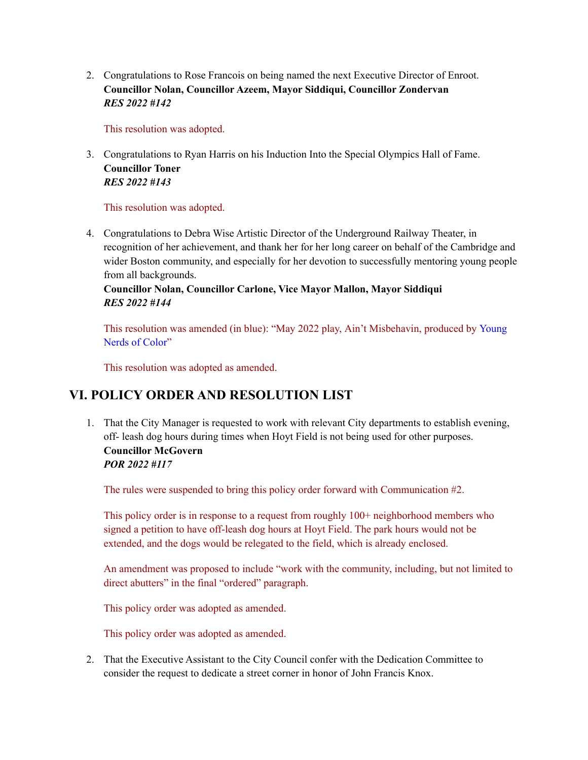2. Congratulations to Rose Francois on being named the next Executive Director of Enroot.
   **Councillor Nolan, Councillor Azeem, Mayor Siddiqui, Councillor Zondervan**
   ***RES 2022 #142***

   This resolution was adopted.

3. Congratulations to Ryan Harris on his Induction Into the Special Olympics Hall of Fame.
   **Councillor Toner**
   ***RES 2022 #143***

   This resolution was adopted.

4. Congratulations to Debra Wise Artistic Director of the Underground Railway Theater, in recognition of her achievement, and thank her for her long career on behalf of the Cambridge and wider Boston community, and especially for her devotion to successfully mentoring young people from all backgrounds.
   **Councillor Nolan, Councillor Carlone, Vice Mayor Mallon, Mayor Siddiqui**
   ***RES 2022 #144***

   This resolution was amended (in blue): "May 2022 play, Ain't Misbehavin, produced by Young Nerds of Color"

   This resolution was adopted as amended.

## VI. POLICY ORDER AND RESOLUTION LIST

1. That the City Manager is requested to work with relevant City departments to establish evening, off- leash dog hours during times when Hoyt Field is not being used for other purposes.
   **Councillor McGovern**
   ***POR 2022 #117***

   The rules were suspended to bring this policy order forward with Communication #2.

   This policy order is in response to a request from roughly 100+ neighborhood members who signed a petition to have off-leash dog hours at Hoyt Field. The park hours would not be extended, and the dogs would be relegated to the field, which is already enclosed.

   An amendment was proposed to include "work with the community, including, but not limited to direct abutters" in the final "ordered" paragraph.

   This policy order was adopted as amended.

   This policy order was adopted as amended.

2. That the Executive Assistant to the City Council confer with the Dedication Committee to consider the request to dedicate a street corner in honor of John Francis Knox.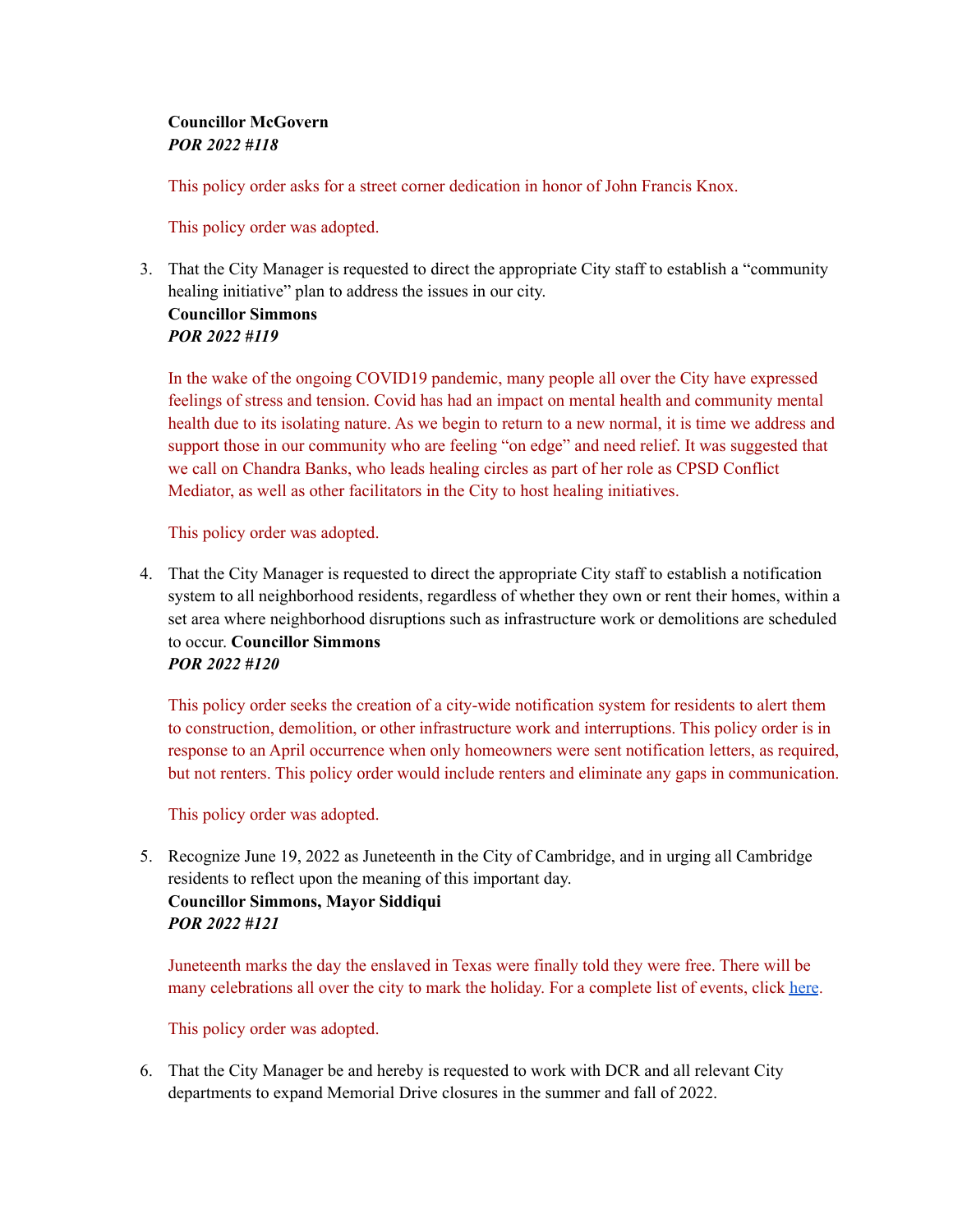**Councillor McGovern**
***POR 2022 #118***

This policy order asks for a street corner dedication in honor of John Francis Knox.

This policy order was adopted.

3. That the City Manager is requested to direct the appropriate City staff to establish a "community healing initiative" plan to address the issues in our city.
   **Councillor Simmons**
   ***POR 2022 #119***

   In the wake of the ongoing COVID19 pandemic, many people all over the City have expressed feelings of stress and tension. Covid has had an impact on mental health and community mental health due to its isolating nature. As we begin to return to a new normal, it is time we address and support those in our community who are feeling "on edge" and need relief. It was suggested that we call on Chandra Banks, who leads healing circles as part of her role as CPSD Conflict Mediator, as well as other facilitators in the City to host healing initiatives.

   This policy order was adopted.

4. That the City Manager is requested to direct the appropriate City staff to establish a notification system to all neighborhood residents, regardless of whether they own or rent their homes, within a set area where neighborhood disruptions such as infrastructure work or demolitions are scheduled to occur. **Councillor Simmons**
   ***POR 2022 #120***

   This policy order seeks the creation of a city-wide notification system for residents to alert them to construction, demolition, or other infrastructure work and interruptions. This policy order is in response to an April occurrence when only homeowners were sent notification letters, as required, but not renters. This policy order would include renters and eliminate any gaps in communication.

   This policy order was adopted.

5. Recognize June 19, 2022 as Juneteenth in the City of Cambridge, and in urging all Cambridge residents to reflect upon the meaning of this important day.
   **Councillor Simmons, Mayor Siddiqui**
   ***POR 2022 #121***

   Juneteenth marks the day the enslaved in Texas were finally told they were free. There will be many celebrations all over the city to mark the holiday. For a complete list of events, click here.

   This policy order was adopted.

6. That the City Manager be and hereby is requested to work with DCR and all relevant City departments to expand Memorial Drive closures in the summer and fall of 2022.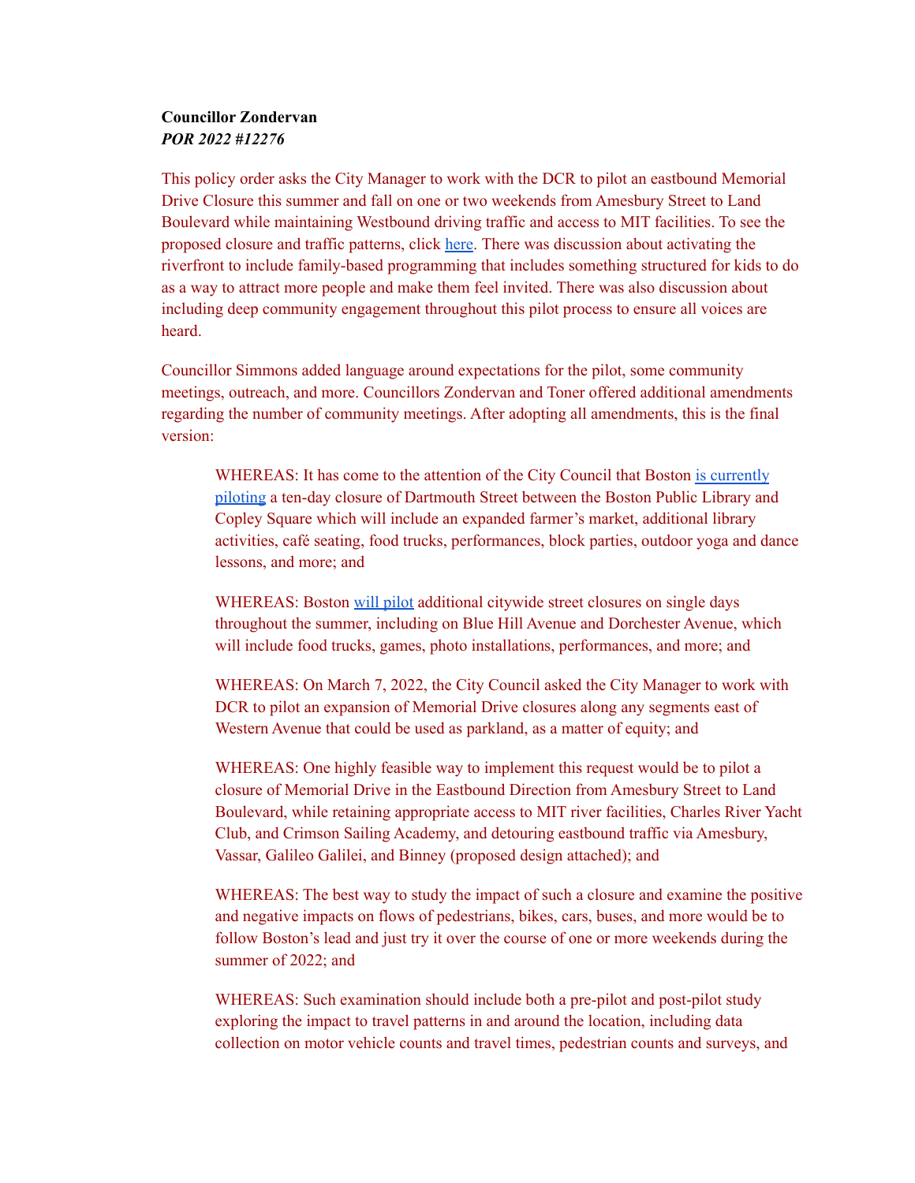**Councillor Zondervan**
***POR 2022 #12276***

This policy order asks the City Manager to work with the DCR to pilot an eastbound Memorial Drive Closure this summer and fall on one or two weekends from Amesbury Street to Land Boulevard while maintaining Westbound driving traffic and access to MIT facilities. To see the proposed closure and traffic patterns, click here. There was discussion about activating the riverfront to include family-based programming that includes something structured for kids to do as a way to attract more people and make them feel invited. There was also discussion about including deep community engagement throughout this pilot process to ensure all voices are heard.

Councillor Simmons added language around expectations for the pilot, some community meetings, outreach, and more. Councillors Zondervan and Toner offered additional amendments regarding the number of community meetings. After adopting all amendments, this is the final version:

> WHEREAS: It has come to the attention of the City Council that Boston is currently piloting a ten-day closure of Dartmouth Street between the Boston Public Library and Copley Square which will include an expanded farmer's market, additional library activities, café seating, food trucks, performances, block parties, outdoor yoga and dance lessons, and more; and
>
> WHEREAS: Boston will pilot additional citywide street closures on single days throughout the summer, including on Blue Hill Avenue and Dorchester Avenue, which will include food trucks, games, photo installations, performances, and more; and
>
> WHEREAS: On March 7, 2022, the City Council asked the City Manager to work with DCR to pilot an expansion of Memorial Drive closures along any segments east of Western Avenue that could be used as parkland, as a matter of equity; and
>
> WHEREAS: One highly feasible way to implement this request would be to pilot a closure of Memorial Drive in the Eastbound Direction from Amesbury Street to Land Boulevard, while retaining appropriate access to MIT river facilities, Charles River Yacht Club, and Crimson Sailing Academy, and detouring eastbound traffic via Amesbury, Vassar, Galileo Galilei, and Binney (proposed design attached); and
>
> WHEREAS: The best way to study the impact of such a closure and examine the positive and negative impacts on flows of pedestrians, bikes, cars, buses, and more would be to follow Boston's lead and just try it over the course of one or more weekends during the summer of 2022; and
>
> WHEREAS: Such examination should include both a pre-pilot and post-pilot study exploring the impact to travel patterns in and around the location, including data collection on motor vehicle counts and travel times, pedestrian counts and surveys, and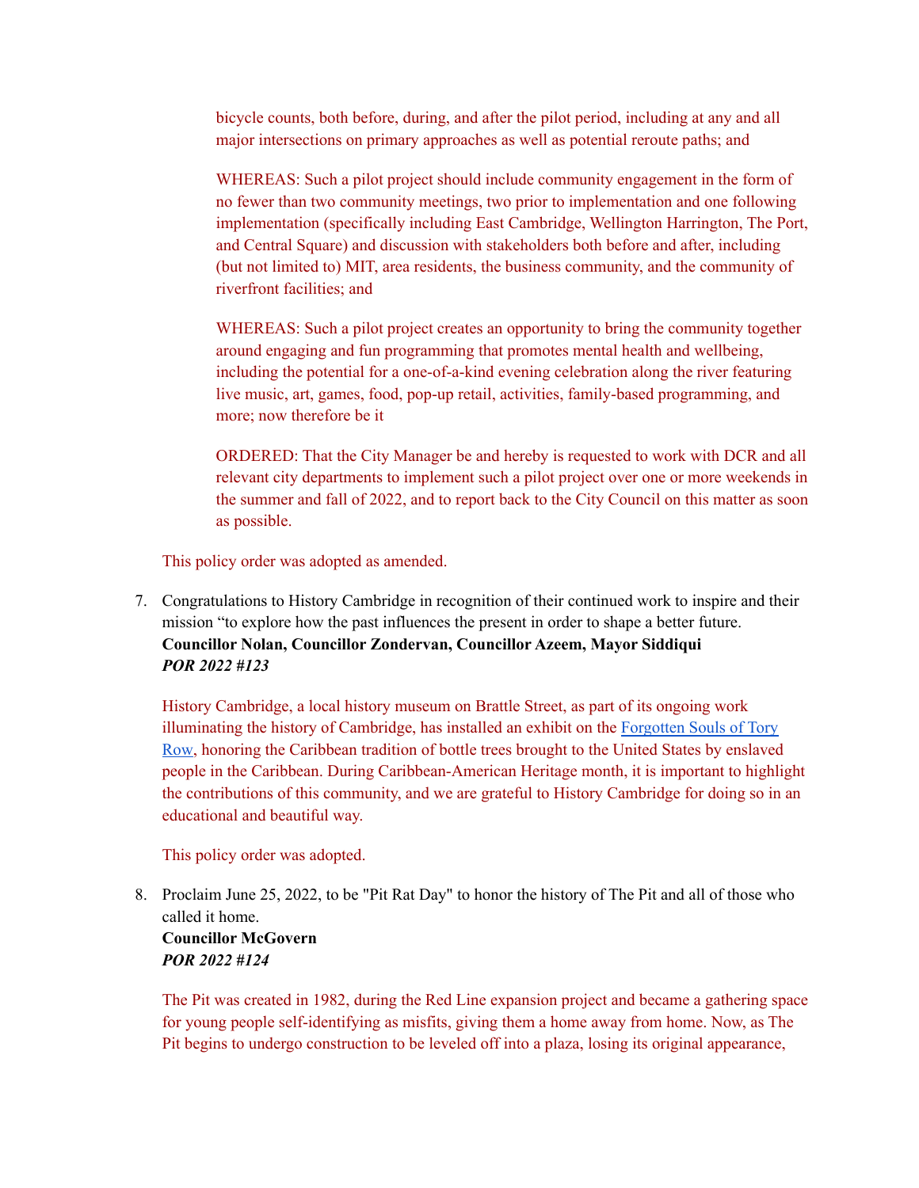bicycle counts, both before, during, and after the pilot period, including at any and all major intersections on primary approaches as well as potential reroute paths; and

WHEREAS: Such a pilot project should include community engagement in the form of no fewer than two community meetings, two prior to implementation and one following implementation (specifically including East Cambridge, Wellington Harrington, The Port, and Central Square) and discussion with stakeholders both before and after, including (but not limited to) MIT, area residents, the business community, and the community of riverfront facilities; and

WHEREAS: Such a pilot project creates an opportunity to bring the community together around engaging and fun programming that promotes mental health and wellbeing, including the potential for a one-of-a-kind evening celebration along the river featuring live music, art, games, food, pop-up retail, activities, family-based programming, and more; now therefore be it

ORDERED: That the City Manager be and hereby is requested to work with DCR and all relevant city departments to implement such a pilot project over one or more weekends in the summer and fall of 2022, and to report back to the City Council on this matter as soon as possible.

This policy order was adopted as amended.

7. Congratulations to History Cambridge in recognition of their continued work to inspire and their mission "to explore how the past influences the present in order to shape a better future.
**Councillor Nolan, Councillor Zondervan, Councillor Azeem, Mayor Siddiqui**
***POR 2022 #123***

   History Cambridge, a local history museum on Brattle Street, as part of its ongoing work illuminating the history of Cambridge, has installed an exhibit on the [Forgotten Souls of Tory Row](), honoring the Caribbean tradition of bottle trees brought to the United States by enslaved people in the Caribbean. During Caribbean-American Heritage month, it is important to highlight the contributions of this community, and we are grateful to History Cambridge for doing so in an educational and beautiful way.

   This policy order was adopted.

8. Proclaim June 25, 2022, to be "Pit Rat Day" to honor the history of The Pit and all of those who called it home.
**Councillor McGovern**
***POR 2022 #124***

   The Pit was created in 1982, during the Red Line expansion project and became a gathering space for young people self-identifying as misfits, giving them a home away from home. Now, as The Pit begins to undergo construction to be leveled off into a plaza, losing its original appearance,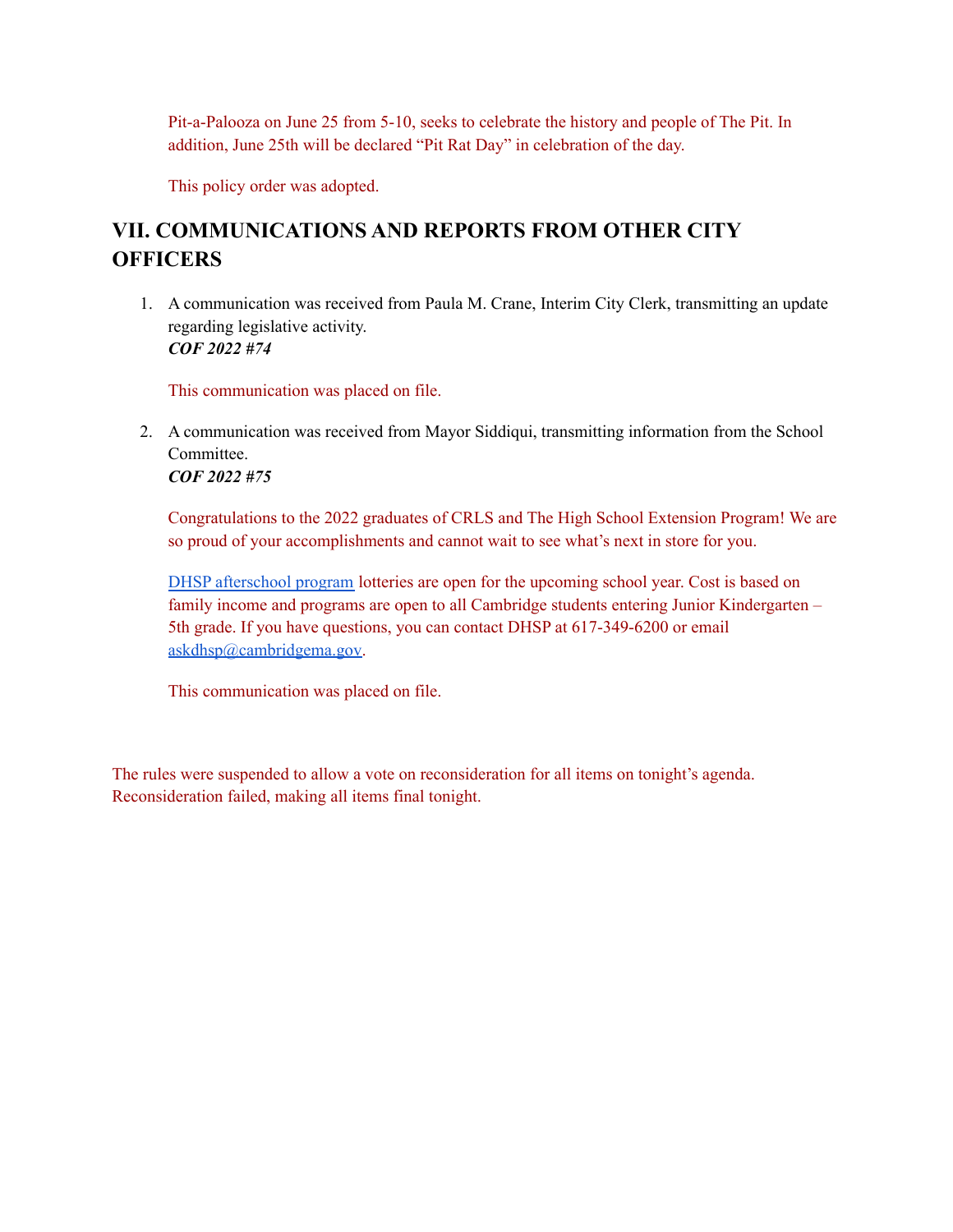Pit-a-Palooza on June 25 from 5-10, seeks to celebrate the history and people of The Pit. In addition, June 25th will be declared "Pit Rat Day" in celebration of the day.

This policy order was adopted.

## VII. COMMUNICATIONS AND REPORTS FROM OTHER CITY OFFICERS

1. A communication was received from Paula M. Crane, Interim City Clerk, transmitting an update regarding legislative activity.
   ***COF 2022 #74***

   This communication was placed on file.

2. A communication was received from Mayor Siddiqui, transmitting information from the School Committee.
   ***COF 2022 #75***

   Congratulations to the 2022 graduates of CRLS and The High School Extension Program! We are so proud of your accomplishments and cannot wait to see what's next in store for you.

   DHSP afterschool program lotteries are open for the upcoming school year. Cost is based on family income and programs are open to all Cambridge students entering Junior Kindergarten – 5th grade. If you have questions, you can contact DHSP at 617-349-6200 or email askdhsp@cambridgema.gov.

   This communication was placed on file.

The rules were suspended to allow a vote on reconsideration for all items on tonight's agenda. Reconsideration failed, making all items final tonight.